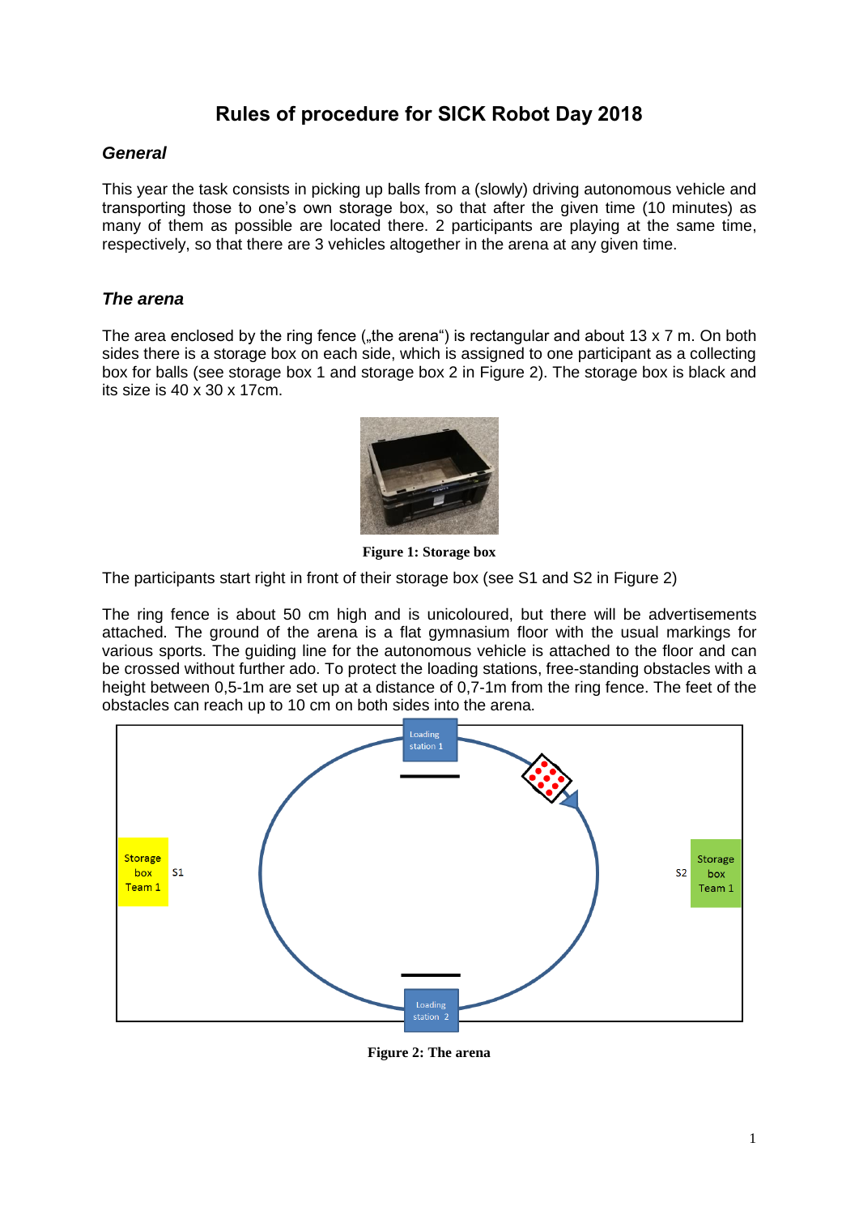# Rules of procedure for SICK Robot Day 2018

## *General*

This year the task consists in picking up balls from a (slowly) driving autonomous vehicle and transporting those to one's own storage box, so that after the given time (10 minutes) as many of them as possible are located there. 2 participants are playing at the same time, respectively, so that there are 3 vehicles altogether in the arena at any given time.

## *The arena*

The area enclosed by the ring fence („the arena") is rectangular and about 13 x 7 m. On both sides there is a storage box on each side, which is assigned to one participant as a collecting box for balls (see storage box 1 and storage box 2 in Figure 2). The storage box is black and its size is 40 x 30 x 17cm.

**Figure 1: Storage box**

The participants start right in front of their storage box (see S1 and S2 in Figure 2)

The ring fence is about 50 cm high and is unicoloured, but there will be advertisements attached. The ground of the arena is a flat gymnasium floor with the usual markings for various sports. The guiding line for the autonomous vehicle is attached to the floor and can be crossed without further ado. To protect the loading stations, free-standing obstacles with a height between 0,5-1m are set up at a distance of 0,7-1m from the ring fence. The feet of the obstacles can reach up to 10 cm on both sides into the arena.

**Figure 2: The arena**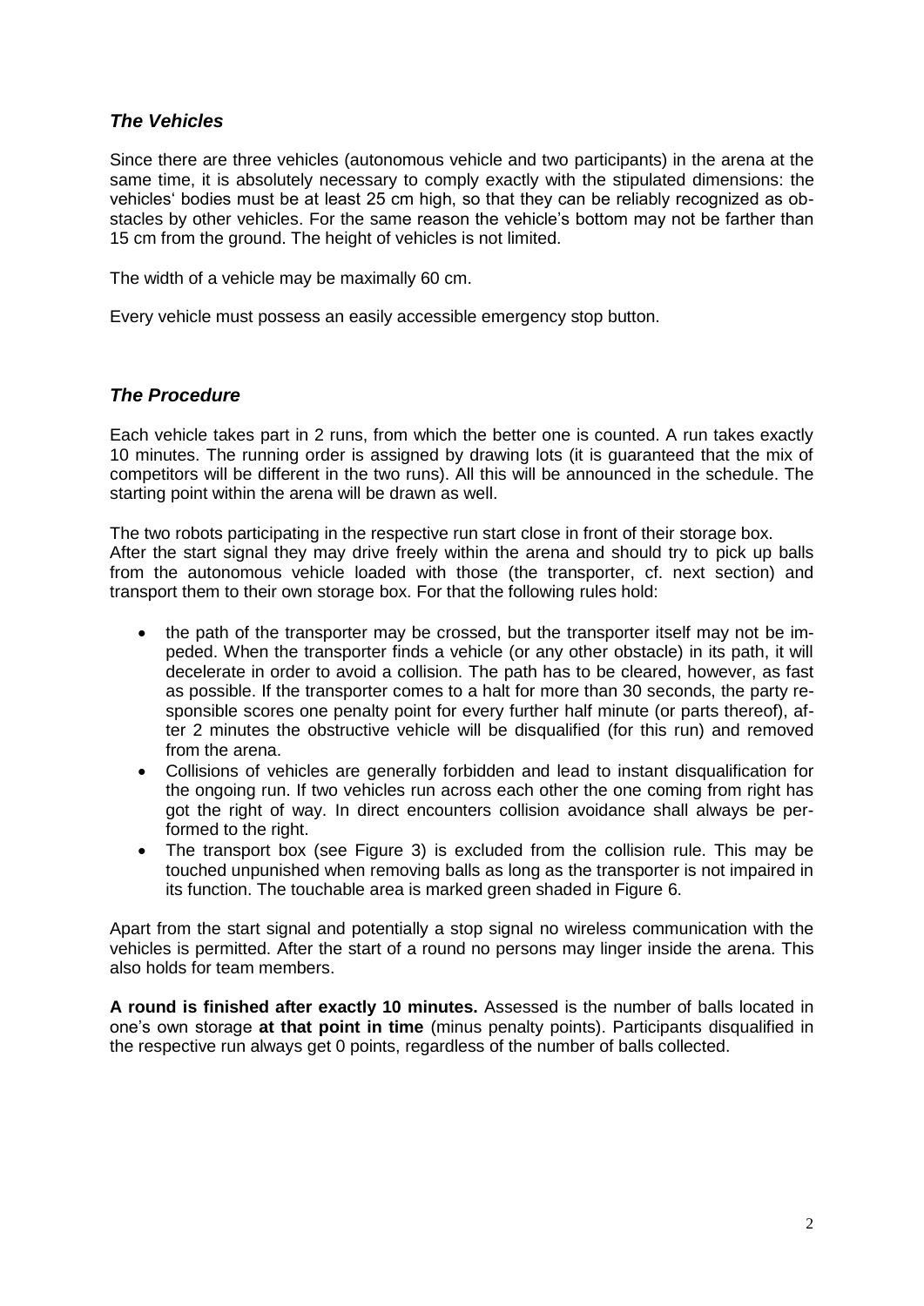## *The Vehicles*

Since there are three vehicles (autonomous vehicle and two participants) in the arena at the same time, it is absolutely necessary to comply exactly with the stipulated dimensions: the vehicles' bodies must be at least 25 cm high, so that they can be reliably recognized as obstacles by other vehicles. For the same reason the vehicle's bottom may not be farther than 15 cm from the ground. The height of vehicles is not limited.

The width of a vehicle may be maximally 60 cm.

Every vehicle must possess an easily accessible emergency stop button.

## *The Procedure*

Each vehicle takes part in 2 runs, from which the better one is counted. A run takes exactly 10 minutes. The running order is assigned by drawing lots (it is guaranteed that the mix of competitors will be different in the two runs). All this will be announced in the schedule. The starting point within the arena will be drawn as well.

The two robots participating in the respective run start close in front of their storage box. After the start signal they may drive freely within the arena and should try to pick up balls from the autonomous vehicle loaded with those (the transporter, cf. next section) and transport them to their own storage box. For that the following rules hold:

- the path of the transporter may be crossed, but the transporter itself may not be impeded. When the transporter finds a vehicle (or any other obstacle) in its path, it will decelerate in order to avoid a collision. The path has to be cleared, however, as fast as possible. If the transporter comes to a halt for more than 30 seconds, the party responsible scores one penalty point for every further half minute (or parts thereof), after 2 minutes the obstructive vehicle will be disqualified (for this run) and removed from the arena.
- Collisions of vehicles are generally forbidden and lead to instant disqualification for the ongoing run. If two vehicles run across each other the one coming from right has got the right of way. In direct encounters collision avoidance shall always be performed to the right.
- The transport box (see Figure 3) is excluded from the collision rule. This may be touched unpunished when removing balls as long as the transporter is not impaired in its function. The touchable area is marked green shaded in Figure 6.

Apart from the start signal and potentially a stop signal no wireless communication with the vehicles is permitted. After the start of a round no persons may linger inside the arena. This also holds for team members.

**A round is finished after exactly 10 minutes.** Assessed is the number of balls located in one's own storage **at that point in time** (minus penalty points). Participants disqualified in the respective run always get 0 points, regardless of the number of balls collected.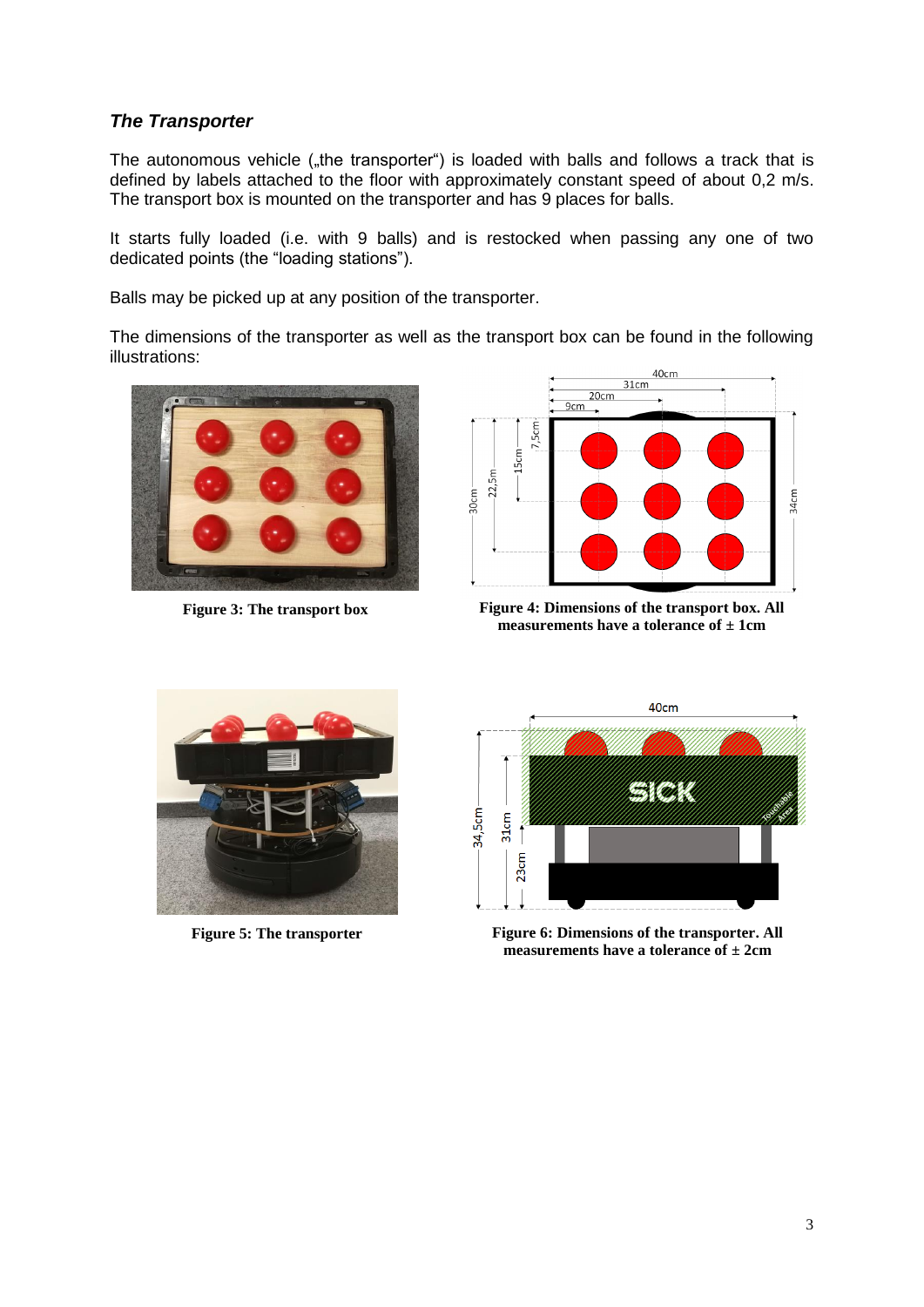### *The Transporter*

The autonomous vehicle („the transporter") is loaded with balls and follows a track that is defined by labels attached to the floor with approximately constant speed of about 0,2 m/s. The transport box is mounted on the transporter and has 9 places for balls.

It starts fully loaded (i.e. with 9 balls) and is restocked when passing any one of two dedicated points (the "loading stations").

Balls may be picked up at any position of the transporter.

The dimensions of the transporter as well as the transport box can be found in the following illustrations:

**Figure 3: The transport box**

**Figure 4: Dimensions of the transport box. All measurements have a tolerance of ± 1cm**

**Figure 5: The transporter**

**Figure 6: Dimensions of the transporter. All measurements have a tolerance of ± 2cm**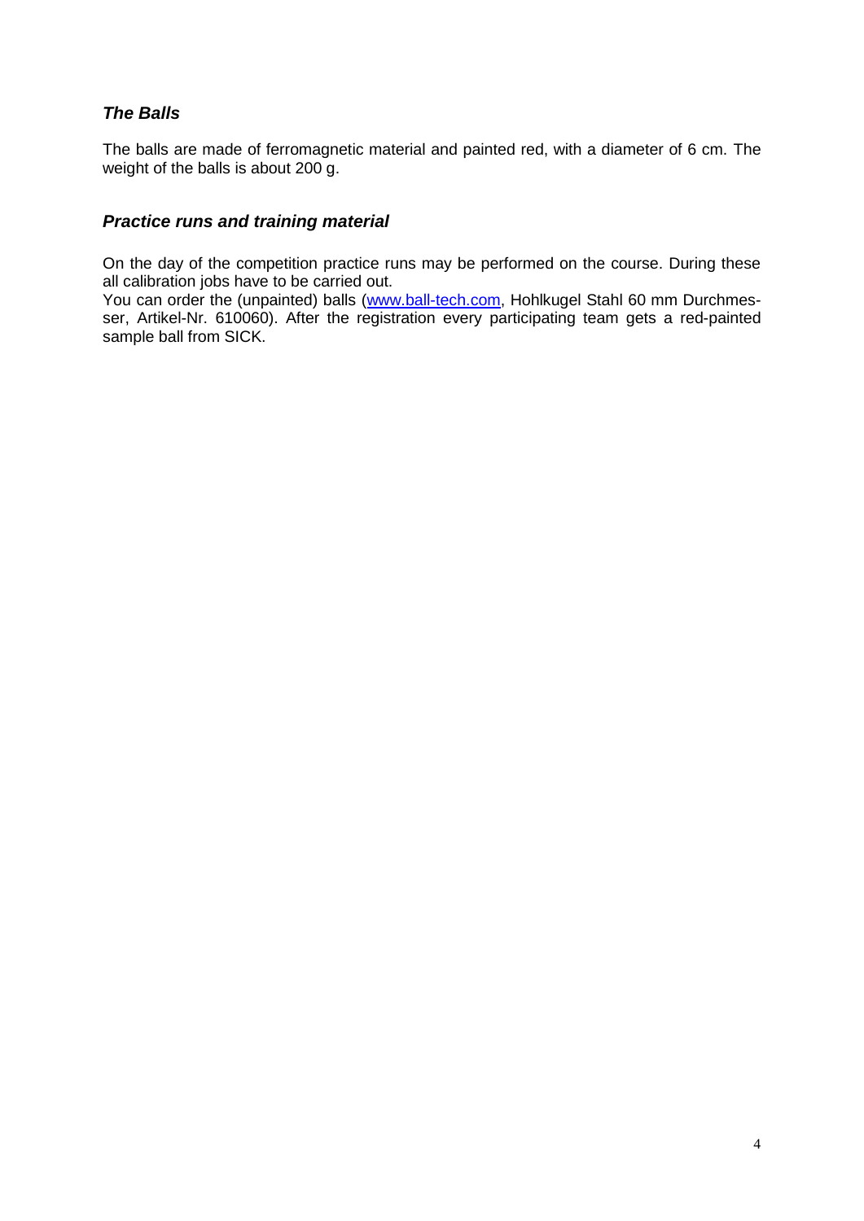### *The Balls*

The balls are made of ferromagnetic material and painted red, with a diameter of 6 cm. The weight of the balls is about 200 g.

### *Practice runs and training material*

On the day of the competition practice runs may be performed on the course. During these all calibration jobs have to be carried out.
You can order the (unpainted) balls ([www.ball-tech.com](http://www.ball-tech.com), Hohlkugel Stahl 60 mm Durchmesser, Artikel-Nr. 610060). After the registration every participating team gets a red-painted sample ball from SICK.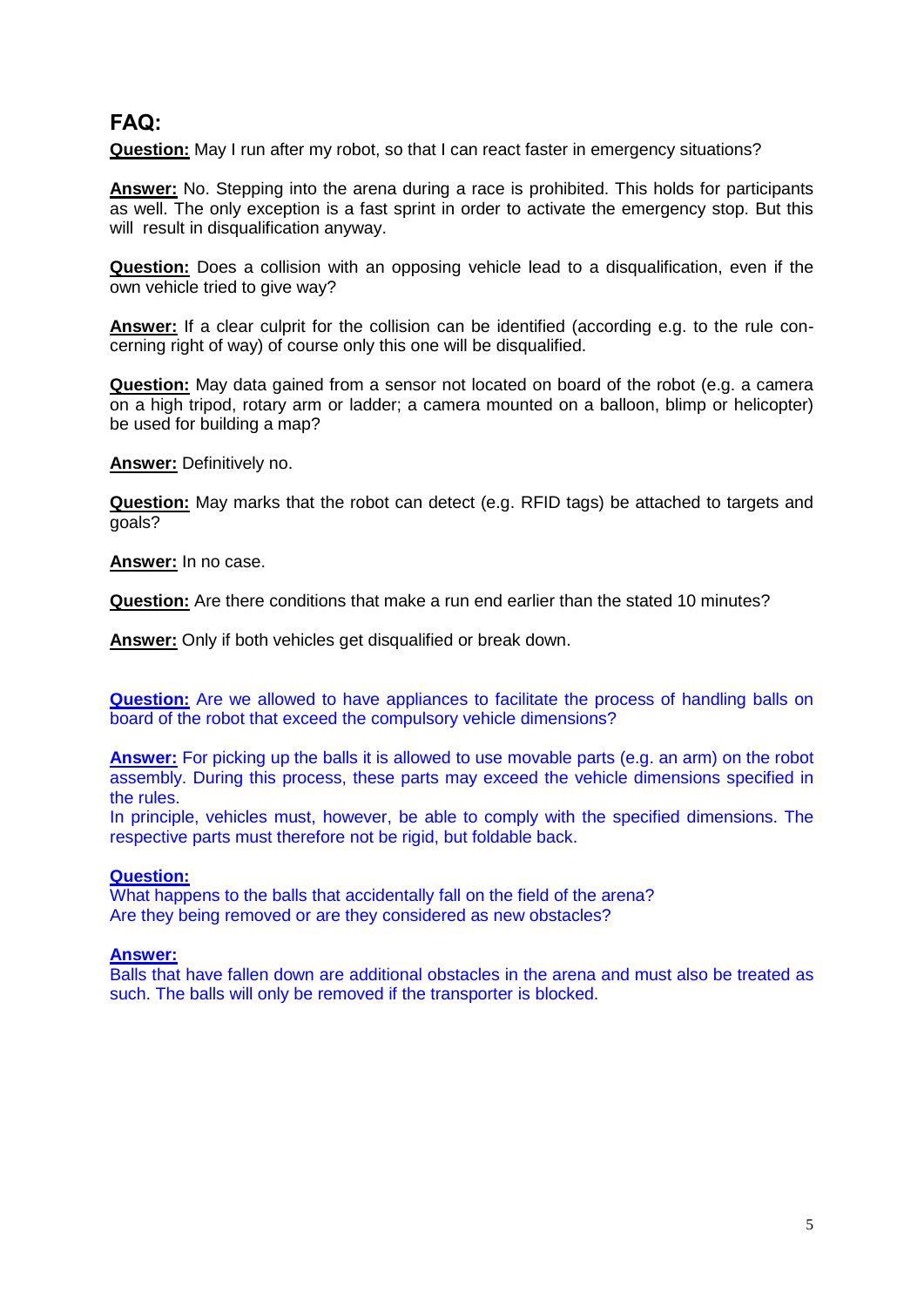## FAQ:

**Question:** May I run after my robot, so that I can react faster in emergency situations?

**Answer:** No. Stepping into the arena during a race is prohibited. This holds for participants as well. The only exception is a fast sprint in order to activate the emergency stop. But this will result in disqualification anyway.

**Question:** Does a collision with an opposing vehicle lead to a disqualification, even if the own vehicle tried to give way?

**Answer:** If a clear culprit for the collision can be identified (according e.g. to the rule concerning right of way) of course only this one will be disqualified.

**Question:** May data gained from a sensor not located on board of the robot (e.g. a camera on a high tripod, rotary arm or ladder; a camera mounted on a balloon, blimp or helicopter) be used for building a map?

**Answer:** Definitively no.

**Question:** May marks that the robot can detect (e.g. RFID tags) be attached to targets and goals?

**Answer:** In no case.

**Question:** Are there conditions that make a run end earlier than the stated 10 minutes?

**Answer:** Only if both vehicles get disqualified or break down.

**Question:** Are we allowed to have appliances to facilitate the process of handling balls on board of the robot that exceed the compulsory vehicle dimensions?

**Answer:** For picking up the balls it is allowed to use movable parts (e.g. an arm) on the robot assembly. During this process, these parts may exceed the vehicle dimensions specified in the rules.
In principle, vehicles must, however, be able to comply with the specified dimensions. The respective parts must therefore not be rigid, but foldable back.

**Question:**
What happens to the balls that accidentally fall on the field of the arena?
Are they being removed or are they considered as new obstacles?

**Answer:**
Balls that have fallen down are additional obstacles in the arena and must also be treated as such. The balls will only be removed if the transporter is blocked.